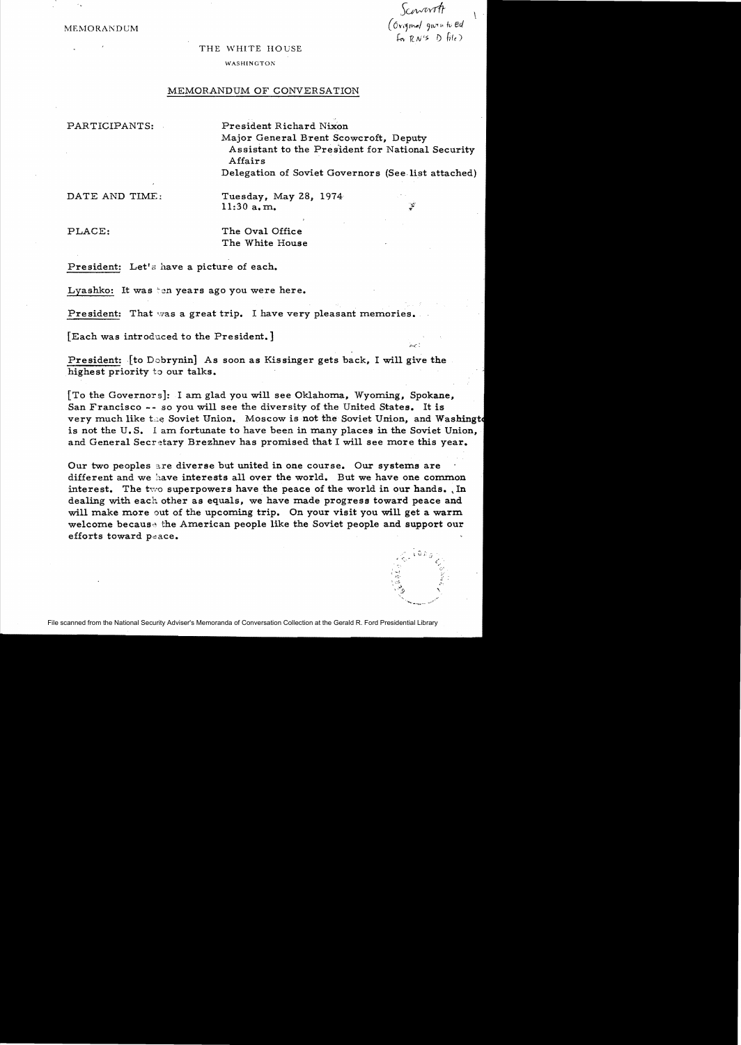MEMORANDUM

Scowcroft
(Original given to Ed
for RN's D file)

THE WHITE HOUSE

WASHINGTON

## MEMORANDUM OF CONVERSATION

PARTICIPANTS: President Richard Nixon
Major General Brent Scowcroft, Deputy Assistant to the President for National Security Affairs
Delegation of Soviet Governors (See list attached)

DATE AND TIME: Tuesday, May 28, 1974
11:30 a.m.

PLACE: The Oval Office
The White House

President: Let's have a picture of each.

Lyashko: It was ten years ago you were here.

President: That was a great trip. I have very pleasant memories.

[Each was introduced to the President.]

President: [to Dobrynin] As soon as Kissinger gets back, I will give the highest priority to our talks.

[To the Governors]: I am glad you will see Oklahoma, Wyoming, Spokane, San Francisco -- so you will see the diversity of the United States. It is very much like the Soviet Union. Moscow is not the Soviet Union, and Washington is not the U.S. I am fortunate to have been in many places in the Soviet Union, and General Secretary Brezhnev has promised that I will see more this year.

Our two peoples are diverse but united in one course. Our systems are different and we have interests all over the world. But we have one common interest. The two superpowers have the peace of the world in our hands. In dealing with each other as equals, we have made progress toward peace and will make more out of the upcoming trip. On your visit you will get a warm welcome because the American people like the Soviet people and support our efforts toward peace.

File scanned from the National Security Adviser's Memoranda of Conversation Collection at the Gerald R. Ford Presidential Library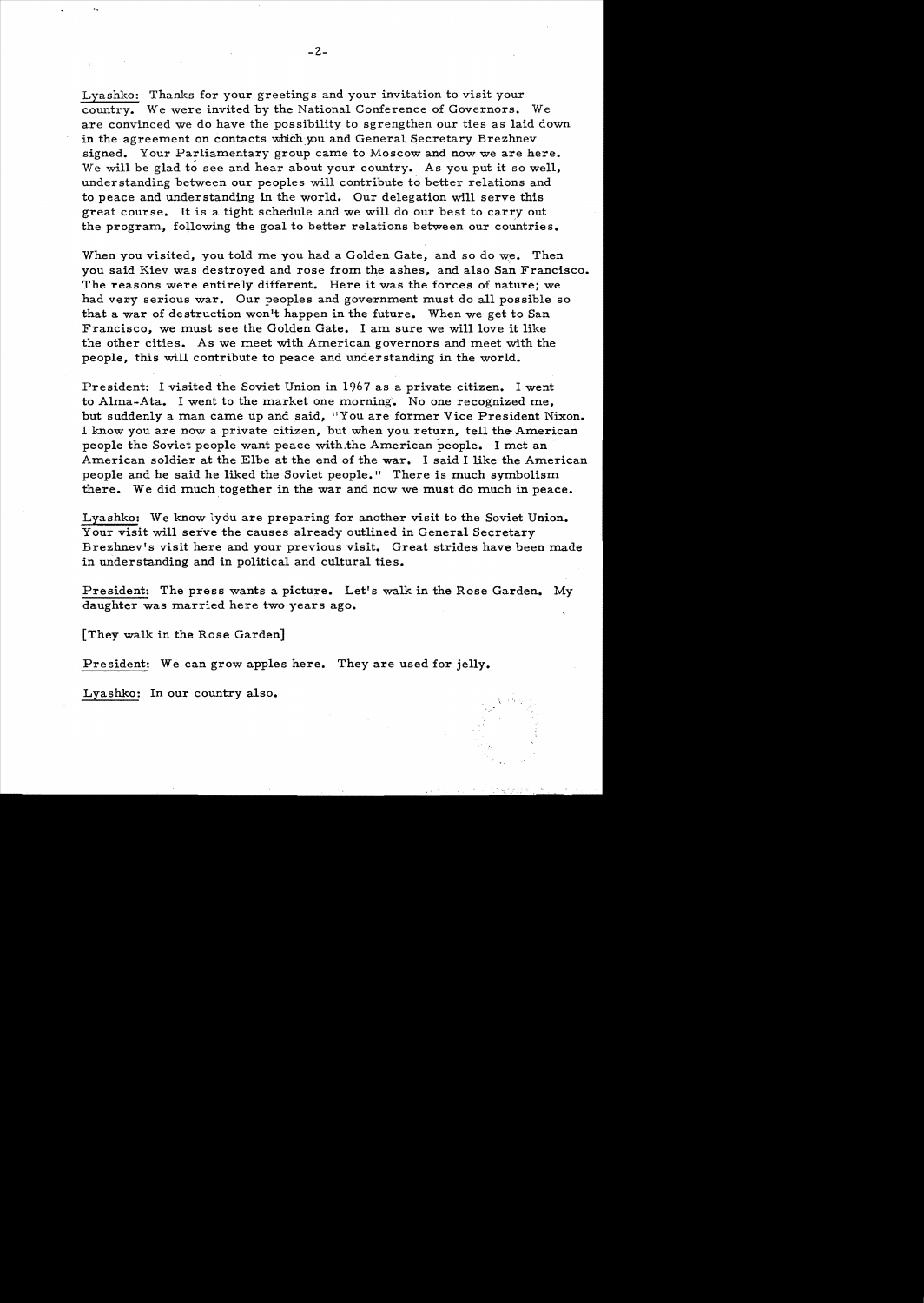Lyashko: Thanks for your greetings and your invitation to visit your country. We were invited by the National Conference of Governors. We are convinced we do have the possibility to sgrengthen our ties as laid down in the agreement on contacts which you and General Secretary Brezhnev signed. Your Parliamentary group came to Moscow and now we are here. We will be glad to see and hear about your country. As you put it so well, understanding between our peoples will contribute to better relations and to peace and understanding in the world. Our delegation will serve this great course. It is a tight schedule and we will do our best to carry out the program, following the goal to better relations between our countries.

When you visited, you told me you had a Golden Gate, and so do we. Then you said Kiev was destroyed and rose from the ashes, and also San Francisco. The reasons were entirely different. Here it was the forces of nature; we had very serious war. Our peoples and government must do all possible so that a war of destruction won't happen in the future. When we get to San Francisco, we must see the Golden Gate. I am sure we will love it like the other cities. As we meet with American governors and meet with the people, this will contribute to peace and understanding in the world.

President: I visited the Soviet Union in 1967 as a private citizen. I went to Alma-Ata. I went to the market one morning. No one recognized me, but suddenly a man came up and said, "You are former Vice President Nixon. I know you are now a private citizen, but when you return, tell the American people the Soviet people want peace with the American people. I met an American soldier at the Elbe at the end of the war. I said I like the American people and he said he liked the Soviet people." There is much symbolism there. We did much together in the war and now we must do much in peace.

Lyashko: We know you are preparing for another visit to the Soviet Union. Your visit will serve the causes already outlined in General Secretary Brezhnev's visit here and your previous visit. Great strides have been made in understanding and in political and cultural ties.

President: The press wants a picture. Let's walk in the Rose Garden. My daughter was married here two years ago.

[They walk in the Rose Garden]

President: We can grow apples here. They are used for jelly.

Lyashko: In our country also.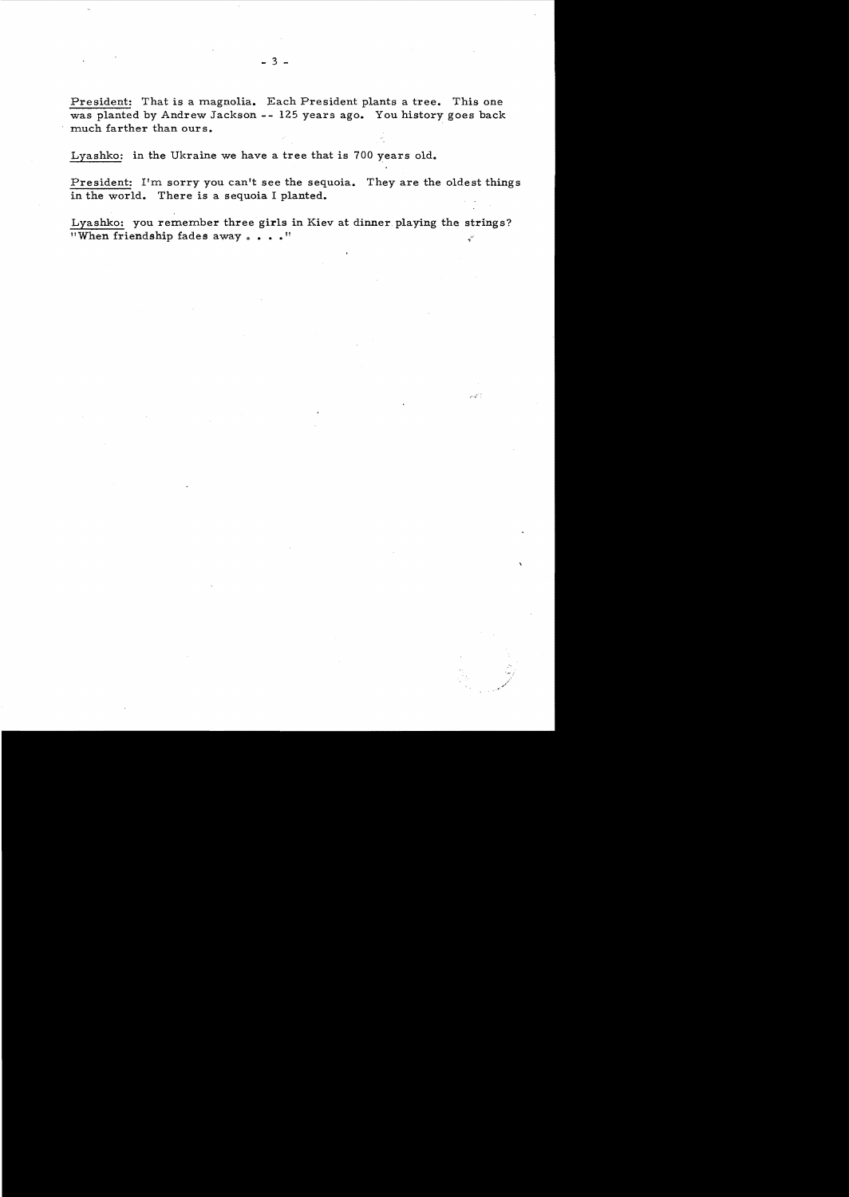President: That is a magnolia. Each President plants a tree. This one was planted by Andrew Jackson -- 125 years ago. You history goes back much farther than ours.

Lyashko: in the Ukraine we have a tree that is 700 years old.

President: I'm sorry you can't see the sequoia. They are the oldest things in the world. There is a sequoia I planted.

Lyashko: you remember three girls in Kiev at dinner playing the strings? "When friendship fades away . . . ."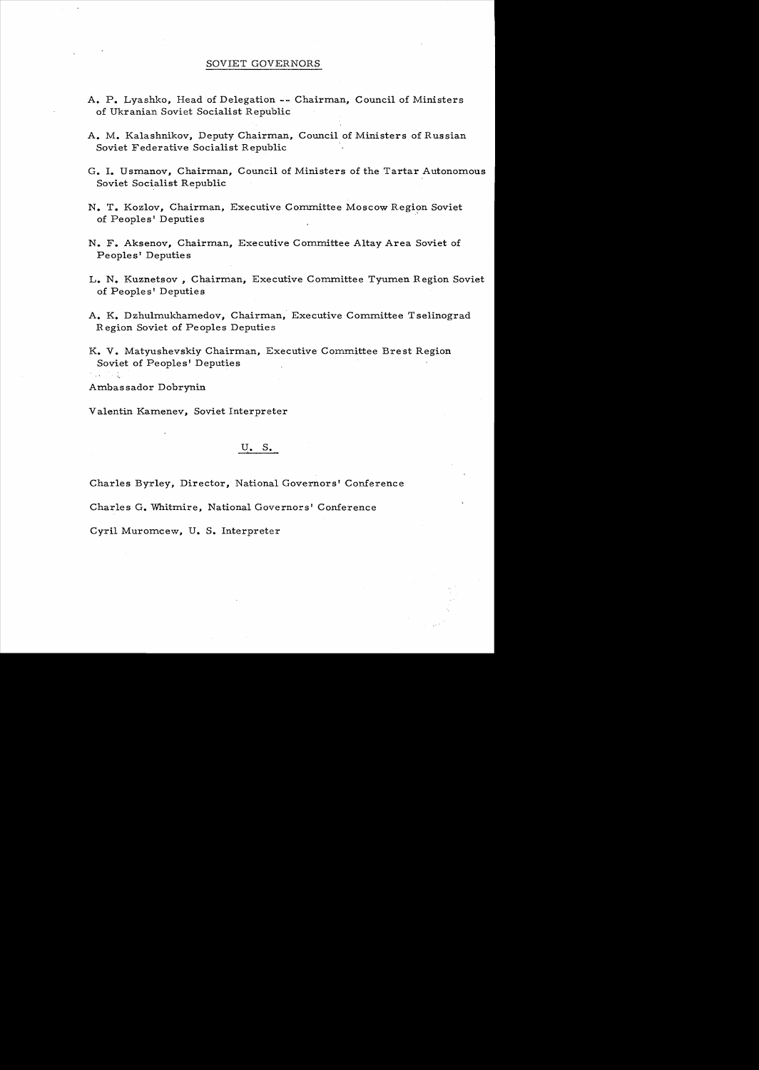## SOVIET GOVERNORS

A. P. Lyashko, Head of Delegation -- Chairman, Council of Ministers of Ukranian Soviet Socialist Republic

A. M. Kalashnikov, Deputy Chairman, Council of Ministers of Russian Soviet Federative Socialist Republic

G. I. Usmanov, Chairman, Council of Ministers of the Tartar Autonomous Soviet Socialist Republic

N. T. Kozlov, Chairman, Executive Committee Moscow Region Soviet of Peoples' Deputies

N. F. Aksenov, Chairman, Executive Committee Altay Area Soviet of Peoples' Deputies

L. N. Kuznetsov , Chairman, Executive Committee Tyumen Region Soviet of Peoples' Deputies

A. K. Dzhulmukhamedov, Chairman, Executive Committee Tselinograd Region Soviet of Peoples Deputies

K. V. Matyushevskiy Chairman, Executive Committee Brest Region Soviet of Peoples' Deputies

Ambassador Dobrynin

Valentin Kamenev, Soviet Interpreter

## U. S.

Charles Byrley, Director, National Governors' Conference

Charles G. Whitmire, National Governors' Conference

Cyril Muromcew, U. S. Interpreter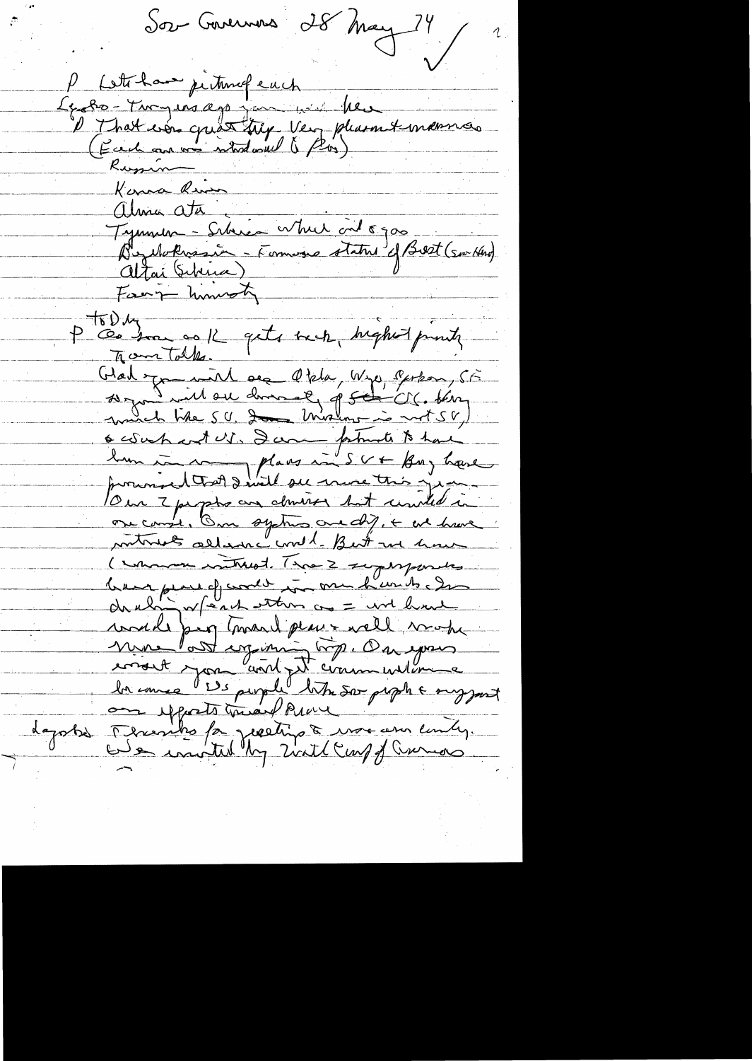Sov Governors 28 May 74

P Let's have picture of each

Lyoko - Two years ago you were here

P That was great trip. Very pleasant memories
(Each one was introduced to Pres)

Russian

Kama River

Alma Ata

Tyumen - Siberia which oil & gas

Byelorussian - Famous status of Bust (so Hand)

Altai (Siberia)

Foreign ministry

P TOD My
Go home as K gets back, highest priority
To our Talks.

Glad you will see Okla, Wyo, Spokan, SF
& you will see diversity of Ste US. Many
which like SU. (Missouri is not SU)
& with with US. I am fortunate to have
him in many places in SU & Bg have
promised that I will see more this year.
Our 2 peoples are diverse but united in
one cause. Our systems are diff. & we have
interests all over world. But we have
common interest. The 2 superpowers
have peace of world in our hands. In
dealing w/ each other as = we have
made progress toward peace & will make
more. Best enjoying trip. Our governors
want you and get communications
because US people like Sov people & support
our efforts toward Peace

Lazarev Thanks for greeting & warm cordiality.
We invited by Natl Conf of Governors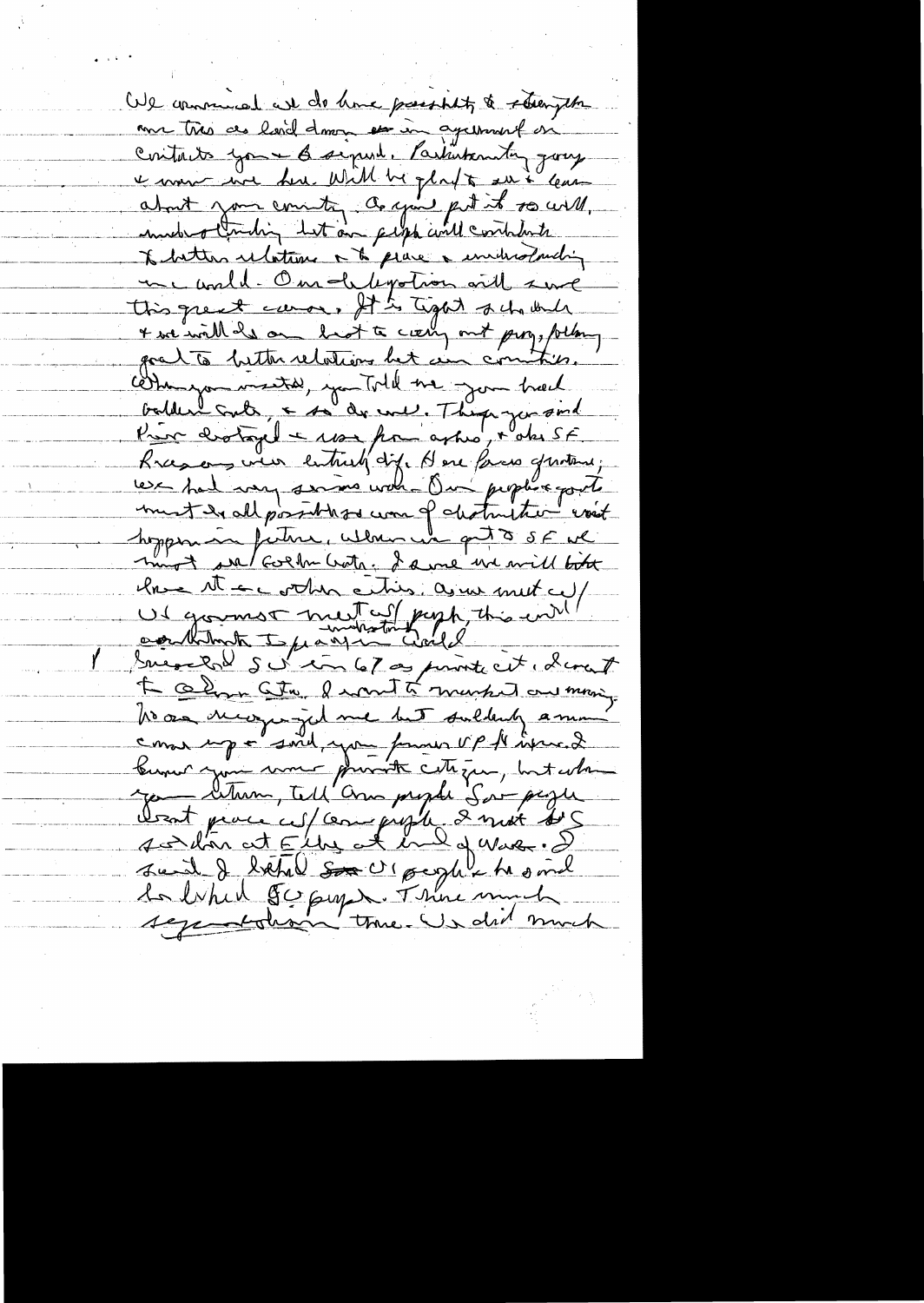We announced we do have possibility & strength our ties as laid down in agreement on contacts you & I signed. Parliamentary group & now are here. Will be glad to see & learn about your country. As you put it so well, understanding bet our peoples will contribute to better relations & to peace & understanding in world. Our delegation will serve this great cause. It is tight schedule & we will do our best to carry out prog, following goal to better relations bet our countries. When you visited, you told me you had Golden Gate, & so do we. Though you said Kiev destroyed & rose from ashes, & also SF. Reasons were entirely dif. Here basic question; we had very serious war. Our peoples & govts must do all possible so war of destruction won't happen in future. When we got to SF we must see Golden Gate. I am sure we will both have it & other cities. As we meet w/ US governors meet w/ people, this will contribute to understanding peace and would

I visited SU in 67 as private cit. I went to Golden Gate. I went to market one morning. No one recognized me but suddenly a man came up & said, you former VP & I'm sure I know you were private citizen, but when you return, tell our people Sov people want peace w/ our people. I met 1st US soldiers at Elbe at end of war. I said I liked SU people & he said he liked US people. There much separation there. We did much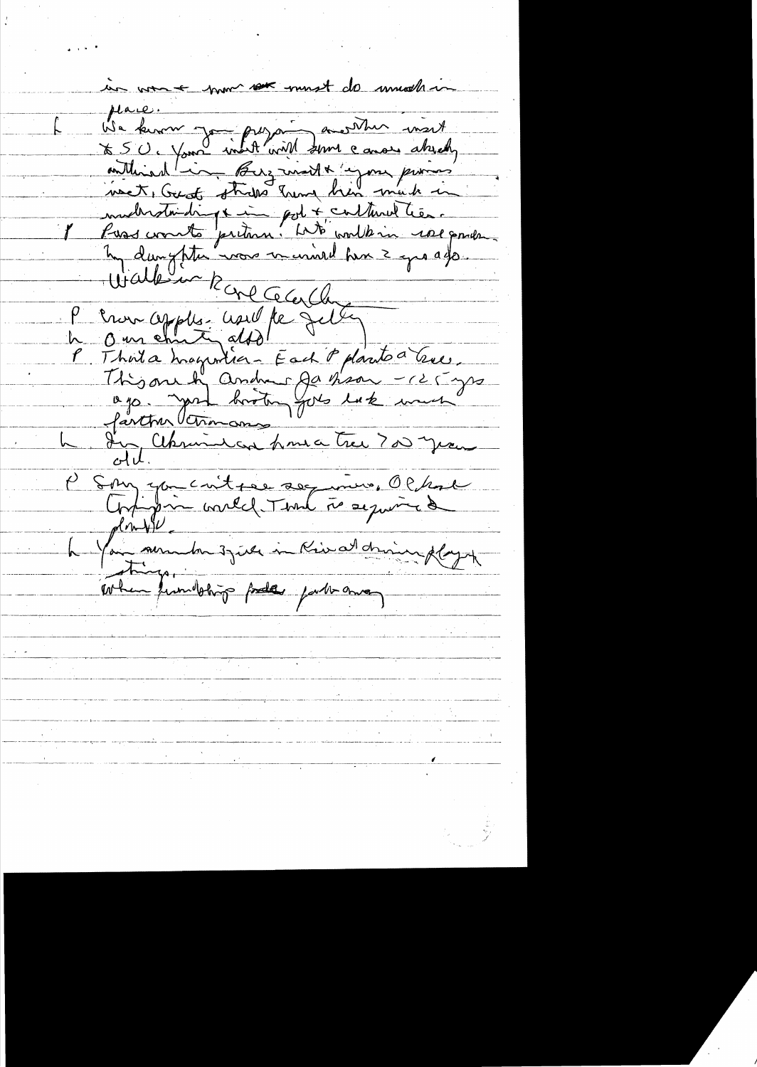in war + now we must do much in place.

L We know you preparing another visit to SU. Your visit will some cause already authorized in Brez visit + your previous visit. Great strides have been made in understanding + in pol + cultural ties.

P Pass on to picture. Lets walk in rose garden. My daughter was married here 2 yrs ago.

Walk in Rose Garden

P Crow apples. Used for jelly

L Our cherry also!

P That a magnolia - Each P plants a tree. This one by Andrew Jackson - 125 yrs ago. Just history goes back much farther [?] Americans

L In Ukraine can find a tree 700 years old.

P Sorry you can't see swimming. Olympic swimming world. That is swimming pool

L Your member 3 gold in Riva at diving playing things.

When friendship pride path among